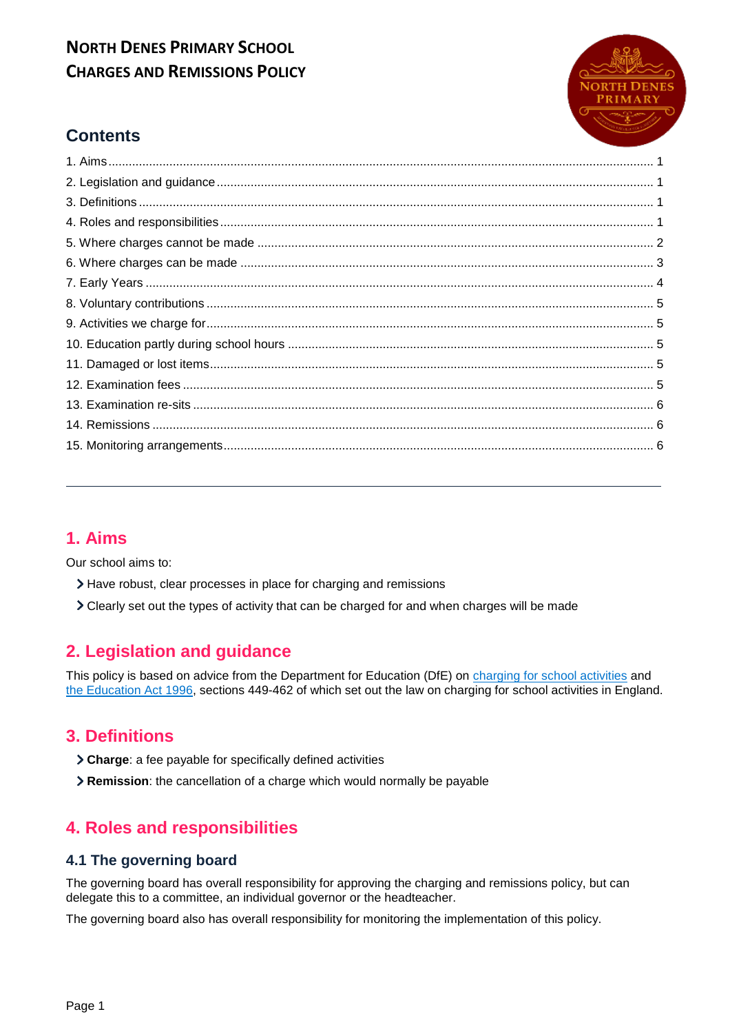# North Denes Primary School
# Charges and Remissions Policy

## Contents

1. Aims ... 1
2. Legislation and guidance ... 1
3. Definitions ... 1
4. Roles and responsibilities ... 1
5. Where charges cannot be made ... 2
6. Where charges can be made ... 3
7. Early Years ... 4
8. Voluntary contributions ... 5
9. Activities we charge for ... 5
10. Education partly during school hours ... 5
11. Damaged or lost items ... 5
12. Examination fees ... 5
13. Examination re-sits ... 6
14. Remissions ... 6
15. Monitoring arrangements ... 6

---

## 1. Aims

Our school aims to:

- Have robust, clear processes in place for charging and remissions
- Clearly set out the types of activity that can be charged for and when charges will be made

## 2. Legislation and guidance

This policy is based on advice from the Department for Education (DfE) on charging for school activities and the Education Act 1996, sections 449-462 of which set out the law on charging for school activities in England.

## 3. Definitions

- **Charge**: a fee payable for specifically defined activities
- **Remission**: the cancellation of a charge which would normally be payable

## 4. Roles and responsibilities

### 4.1 The governing board

The governing board has overall responsibility for approving the charging and remissions policy, but can delegate this to a committee, an individual governor or the headteacher.

The governing board also has overall responsibility for monitoring the implementation of this policy.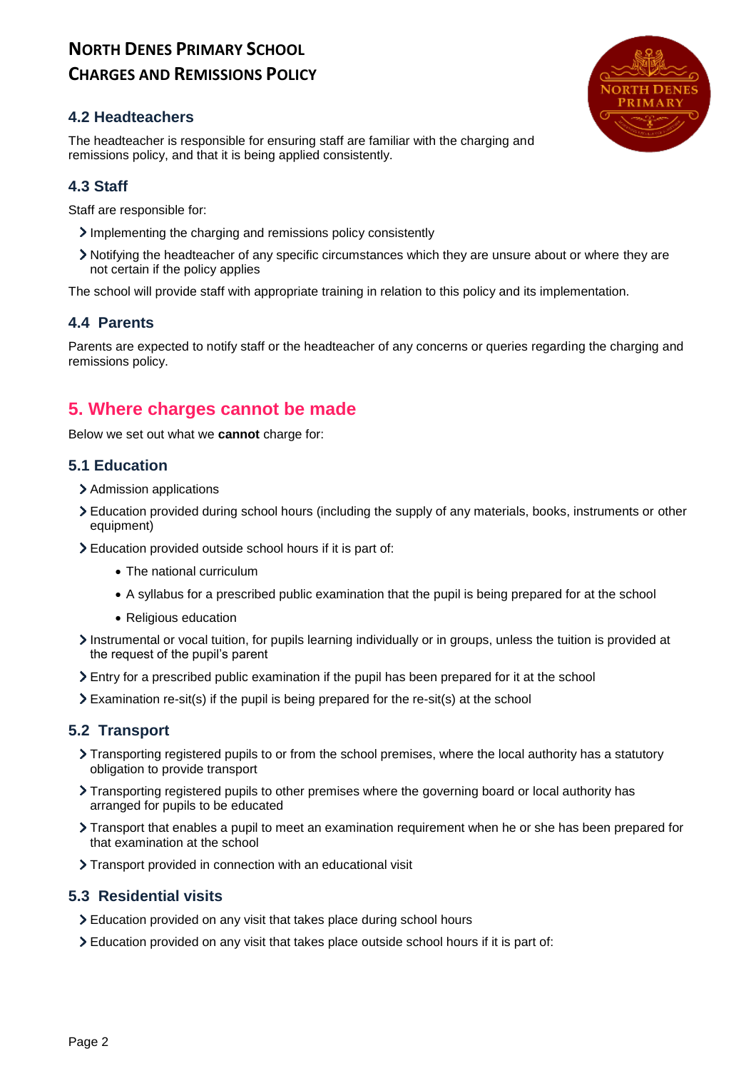### 4.2 Headteachers

The headteacher is responsible for ensuring staff are familiar with the charging and remissions policy, and that it is being applied consistently.

### 4.3 Staff

Staff are responsible for:

- Implementing the charging and remissions policy consistently
- Notifying the headteacher of any specific circumstances which they are unsure about or where they are not certain if the policy applies

The school will provide staff with appropriate training in relation to this policy and its implementation.

### 4.4 Parents

Parents are expected to notify staff or the headteacher of any concerns or queries regarding the charging and remissions policy.

## 5. Where charges cannot be made

Below we set out what we **cannot** charge for:

### 5.1 Education

- Admission applications
- Education provided during school hours (including the supply of any materials, books, instruments or other equipment)
- Education provided outside school hours if it is part of:
  - The national curriculum
  - A syllabus for a prescribed public examination that the pupil is being prepared for at the school
  - Religious education
- Instrumental or vocal tuition, for pupils learning individually or in groups, unless the tuition is provided at the request of the pupil's parent
- Entry for a prescribed public examination if the pupil has been prepared for it at the school
- Examination re-sit(s) if the pupil is being prepared for the re-sit(s) at the school

### 5.2 Transport

- Transporting registered pupils to or from the school premises, where the local authority has a statutory obligation to provide transport
- Transporting registered pupils to other premises where the governing board or local authority has arranged for pupils to be educated
- Transport that enables a pupil to meet an examination requirement when he or she has been prepared for that examination at the school
- Transport provided in connection with an educational visit

### 5.3 Residential visits

- Education provided on any visit that takes place during school hours
- Education provided on any visit that takes place outside school hours if it is part of: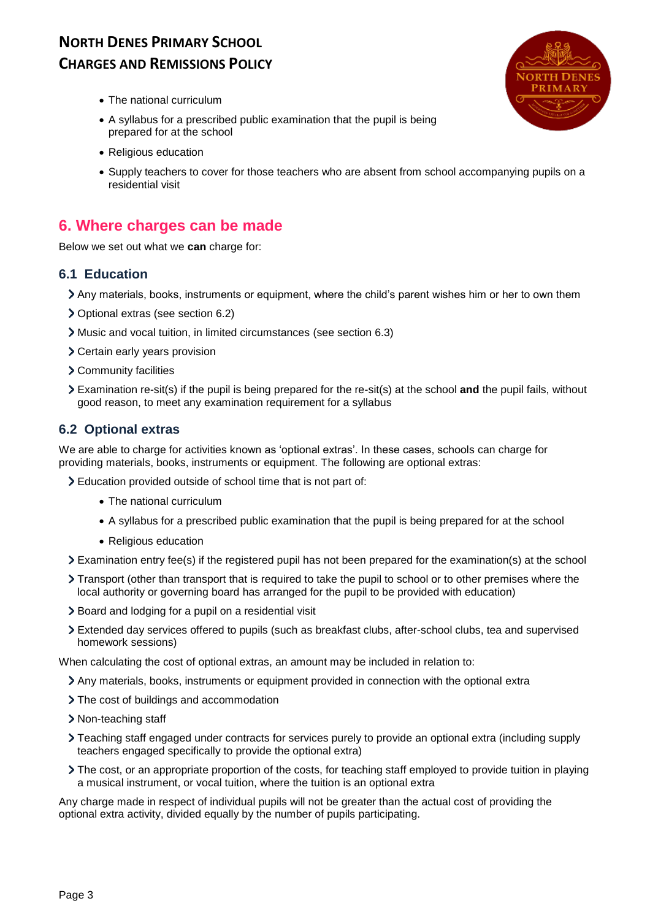- The national curriculum
- A syllabus for a prescribed public examination that the pupil is being prepared for at the school
- Religious education
- Supply teachers to cover for those teachers who are absent from school accompanying pupils on a residential visit

## 6. Where charges can be made

Below we set out what we **can** charge for:

### 6.1 Education

- Any materials, books, instruments or equipment, where the child's parent wishes him or her to own them
- Optional extras (see section 6.2)
- Music and vocal tuition, in limited circumstances (see section 6.3)
- Certain early years provision
- Community facilities
- Examination re-sit(s) if the pupil is being prepared for the re-sit(s) at the school **and** the pupil fails, without good reason, to meet any examination requirement for a syllabus

### 6.2 Optional extras

We are able to charge for activities known as 'optional extras'. In these cases, schools can charge for providing materials, books, instruments or equipment. The following are optional extras:

- Education provided outside of school time that is not part of:
  - The national curriculum
  - A syllabus for a prescribed public examination that the pupil is being prepared for at the school
  - Religious education
- Examination entry fee(s) if the registered pupil has not been prepared for the examination(s) at the school
- Transport (other than transport that is required to take the pupil to school or to other premises where the local authority or governing board has arranged for the pupil to be provided with education)
- Board and lodging for a pupil on a residential visit
- Extended day services offered to pupils (such as breakfast clubs, after-school clubs, tea and supervised homework sessions)

When calculating the cost of optional extras, an amount may be included in relation to:

- Any materials, books, instruments or equipment provided in connection with the optional extra
- The cost of buildings and accommodation
- Non-teaching staff
- Teaching staff engaged under contracts for services purely to provide an optional extra (including supply teachers engaged specifically to provide the optional extra)
- The cost, or an appropriate proportion of the costs, for teaching staff employed to provide tuition in playing a musical instrument, or vocal tuition, where the tuition is an optional extra

Any charge made in respect of individual pupils will not be greater than the actual cost of providing the optional extra activity, divided equally by the number of pupils participating.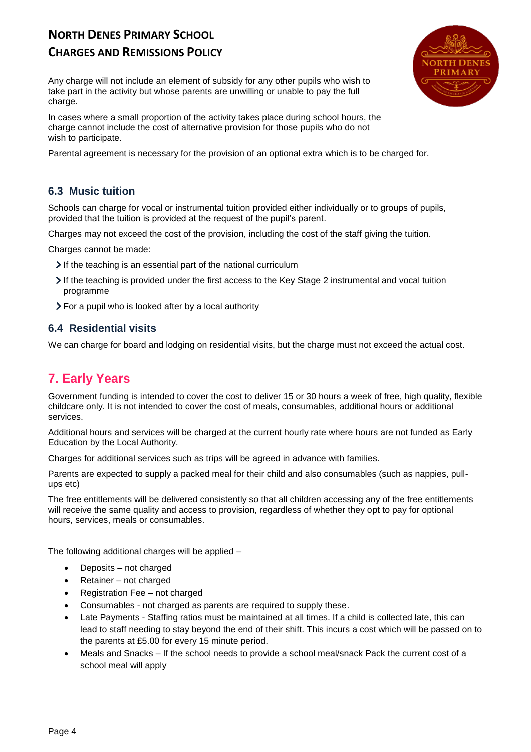Any charge will not include an element of subsidy for any other pupils who wish to take part in the activity but whose parents are unwilling or unable to pay the full charge.

In cases where a small proportion of the activity takes place during school hours, the charge cannot include the cost of alternative provision for those pupils who do not wish to participate.

Parental agreement is necessary for the provision of an optional extra which is to be charged for.

### 6.3 Music tuition

Schools can charge for vocal or instrumental tuition provided either individually or to groups of pupils, provided that the tuition is provided at the request of the pupil's parent.

Charges may not exceed the cost of the provision, including the cost of the staff giving the tuition.

Charges cannot be made:

- If the teaching is an essential part of the national curriculum
- If the teaching is provided under the first access to the Key Stage 2 instrumental and vocal tuition programme
- For a pupil who is looked after by a local authority

### 6.4 Residential visits

We can charge for board and lodging on residential visits, but the charge must not exceed the actual cost.

## 7. Early Years

Government funding is intended to cover the cost to deliver 15 or 30 hours a week of free, high quality, flexible childcare only. It is not intended to cover the cost of meals, consumables, additional hours or additional services.

Additional hours and services will be charged at the current hourly rate where hours are not funded as Early Education by the Local Authority.

Charges for additional services such as trips will be agreed in advance with families.

Parents are expected to supply a packed meal for their child and also consumables (such as nappies, pull-ups etc)

The free entitlements will be delivered consistently so that all children accessing any of the free entitlements will receive the same quality and access to provision, regardless of whether they opt to pay for optional hours, services, meals or consumables.

The following additional charges will be applied –

- Deposits – not charged
- Retainer – not charged
- Registration Fee – not charged
- Consumables - not charged as parents are required to supply these.
- Late Payments - Staffing ratios must be maintained at all times. If a child is collected late, this can lead to staff needing to stay beyond the end of their shift. This incurs a cost which will be passed on to the parents at £5.00 for every 15 minute period.
- Meals and Snacks – If the school needs to provide a school meal/snack Pack the current cost of a school meal will apply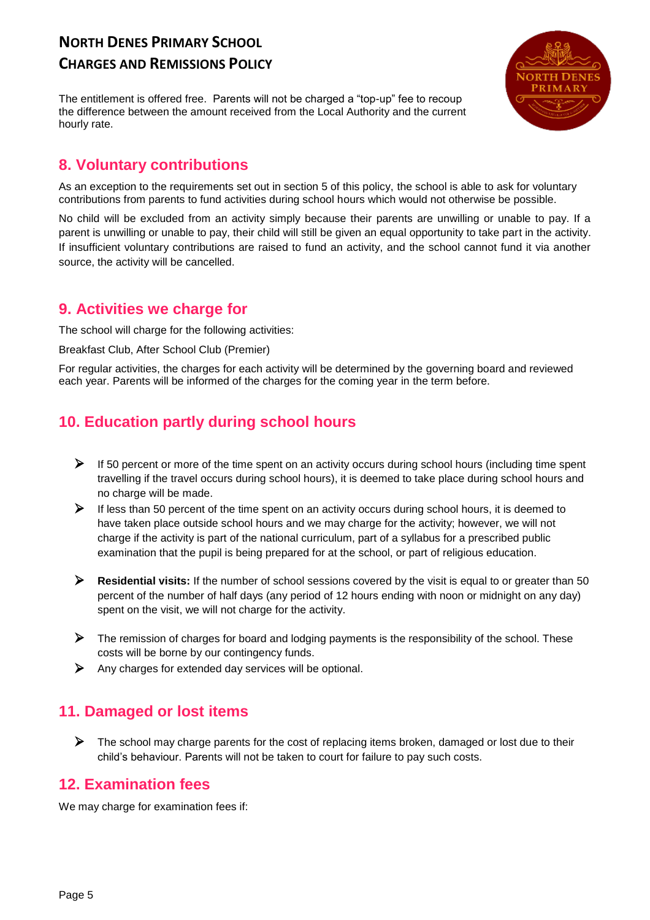The entitlement is offered free. Parents will not be charged a "top-up" fee to recoup the difference between the amount received from the Local Authority and the current hourly rate.

## 8. Voluntary contributions

As an exception to the requirements set out in section 5 of this policy, the school is able to ask for voluntary contributions from parents to fund activities during school hours which would not otherwise be possible.

No child will be excluded from an activity simply because their parents are unwilling or unable to pay. If a parent is unwilling or unable to pay, their child will still be given an equal opportunity to take part in the activity. If insufficient voluntary contributions are raised to fund an activity, and the school cannot fund it via another source, the activity will be cancelled.

## 9. Activities we charge for

The school will charge for the following activities:

Breakfast Club, After School Club (Premier)

For regular activities, the charges for each activity will be determined by the governing board and reviewed each year. Parents will be informed of the charges for the coming year in the term before.

## 10. Education partly during school hours

- If 50 percent or more of the time spent on an activity occurs during school hours (including time spent travelling if the travel occurs during school hours), it is deemed to take place during school hours and no charge will be made.
- If less than 50 percent of the time spent on an activity occurs during school hours, it is deemed to have taken place outside school hours and we may charge for the activity; however, we will not charge if the activity is part of the national curriculum, part of a syllabus for a prescribed public examination that the pupil is being prepared for at the school, or part of religious education.
- **Residential visits:** If the number of school sessions covered by the visit is equal to or greater than 50 percent of the number of half days (any period of 12 hours ending with noon or midnight on any day) spent on the visit, we will not charge for the activity.
- The remission of charges for board and lodging payments is the responsibility of the school. These costs will be borne by our contingency funds.
- Any charges for extended day services will be optional.

## 11. Damaged or lost items

- The school may charge parents for the cost of replacing items broken, damaged or lost due to their child's behaviour. Parents will not be taken to court for failure to pay such costs.

## 12. Examination fees

We may charge for examination fees if: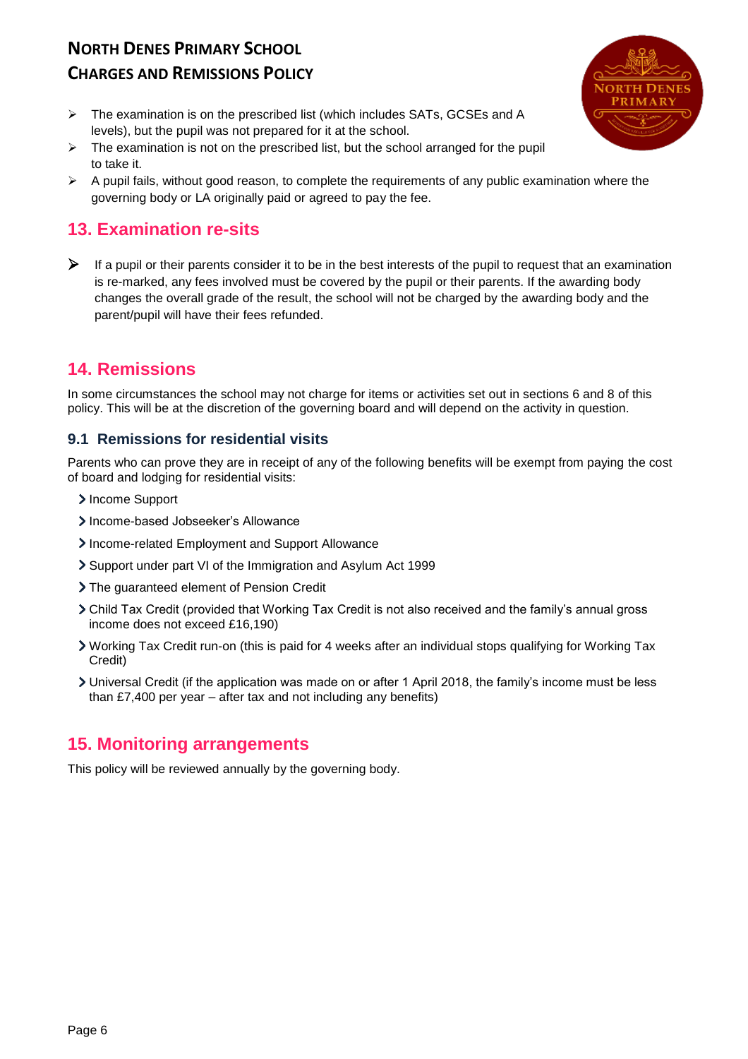- The examination is on the prescribed list (which includes SATs, GCSEs and A levels), but the pupil was not prepared for it at the school.
- The examination is not on the prescribed list, but the school arranged for the pupil to take it.
- A pupil fails, without good reason, to complete the requirements of any public examination where the governing body or LA originally paid or agreed to pay the fee.

## 13. Examination re-sits

- If a pupil or their parents consider it to be in the best interests of the pupil to request that an examination is re-marked, any fees involved must be covered by the pupil or their parents. If the awarding body changes the overall grade of the result, the school will not be charged by the awarding body and the parent/pupil will have their fees refunded.

## 14. Remissions

In some circumstances the school may not charge for items or activities set out in sections 6 and 8 of this policy. This will be at the discretion of the governing board and will depend on the activity in question.

### 9.1 Remissions for residential visits

Parents who can prove they are in receipt of any of the following benefits will be exempt from paying the cost of board and lodging for residential visits:

- Income Support
- Income-based Jobseeker's Allowance
- Income-related Employment and Support Allowance
- Support under part VI of the Immigration and Asylum Act 1999
- The guaranteed element of Pension Credit
- Child Tax Credit (provided that Working Tax Credit is not also received and the family's annual gross income does not exceed £16,190)
- Working Tax Credit run-on (this is paid for 4 weeks after an individual stops qualifying for Working Tax Credit)
- Universal Credit (if the application was made on or after 1 April 2018, the family's income must be less than £7,400 per year – after tax and not including any benefits)

## 15. Monitoring arrangements

This policy will be reviewed annually by the governing body.